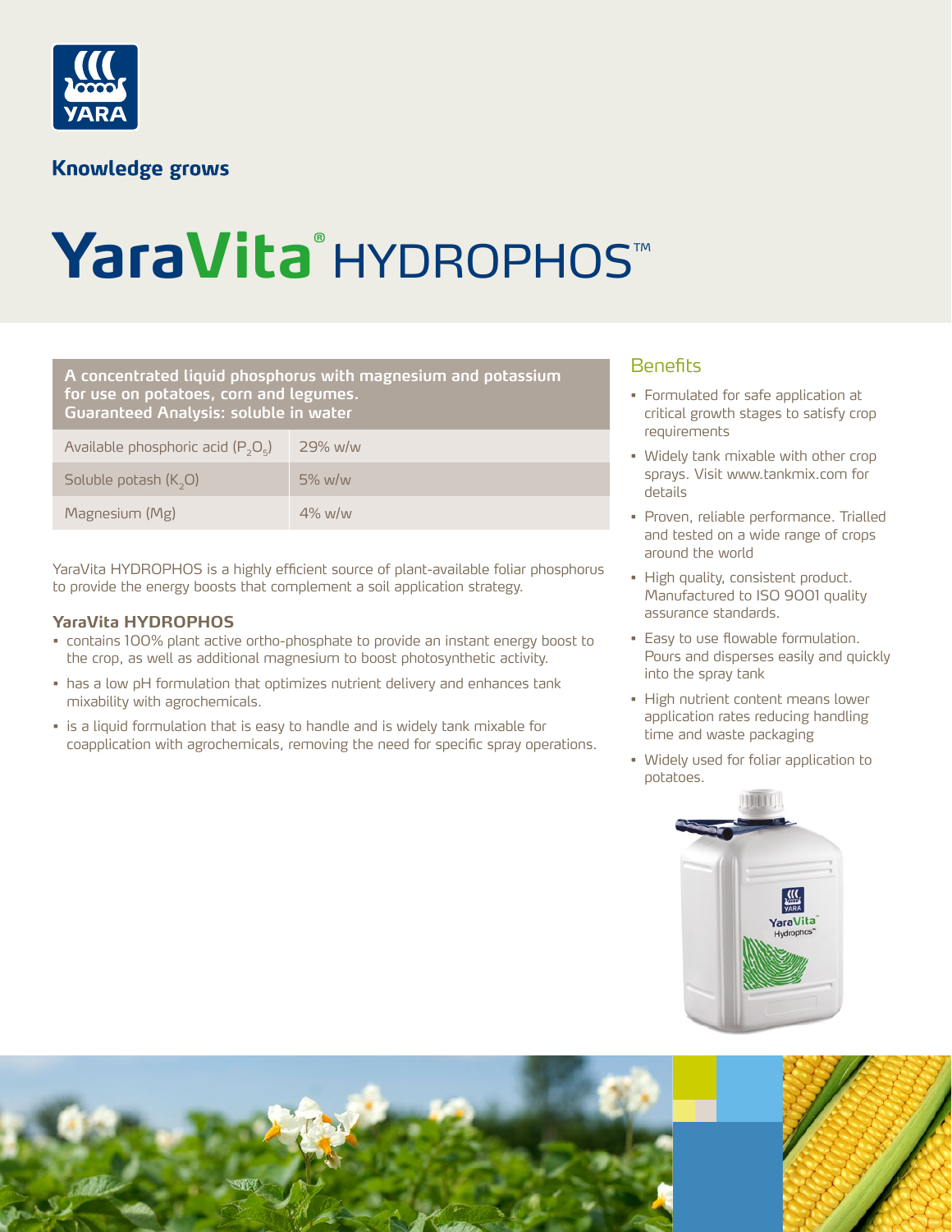Knowledge grows

# YaraVita® HYDROPHOS™

| A concentrated liquid phosphorus with magnesium and potassium for use on potatoes, corn and legumes. Guaranteed Analysis: soluble in water | |
|---|---|
| Available phosphoric acid ($P_2O_5$) | 29% w/w |
| Soluble potash ($K_2O$) | 5% w/w |
| Magnesium (Mg) | 4% w/w |

YaraVita HYDROPHOS is a highly efficient source of plant-available foliar phosphorus to provide the energy boosts that complement a soil application strategy.

### YaraVita HYDROPHOS

- contains 100% plant active ortho-phosphate to provide an instant energy boost to the crop, as well as additional magnesium to boost photosynthetic activity.
- has a low pH formulation that optimizes nutrient delivery and enhances tank mixability with agrochemicals.
- is a liquid formulation that is easy to handle and is widely tank mixable for coapplication with agrochemicals, removing the need for specific spray operations.

## Benefits

- Formulated for safe application at critical growth stages to satisfy crop requirements
- Widely tank mixable with other crop sprays. Visit www.tankmix.com for details
- Proven, reliable performance. Trialled and tested on a wide range of crops around the world
- High quality, consistent product. Manufactured to ISO 9001 quality assurance standards.
- Easy to use flowable formulation. Pours and disperses easily and quickly into the spray tank
- High nutrient content means lower application rates reducing handling time and waste packaging
- Widely used for foliar application to potatoes.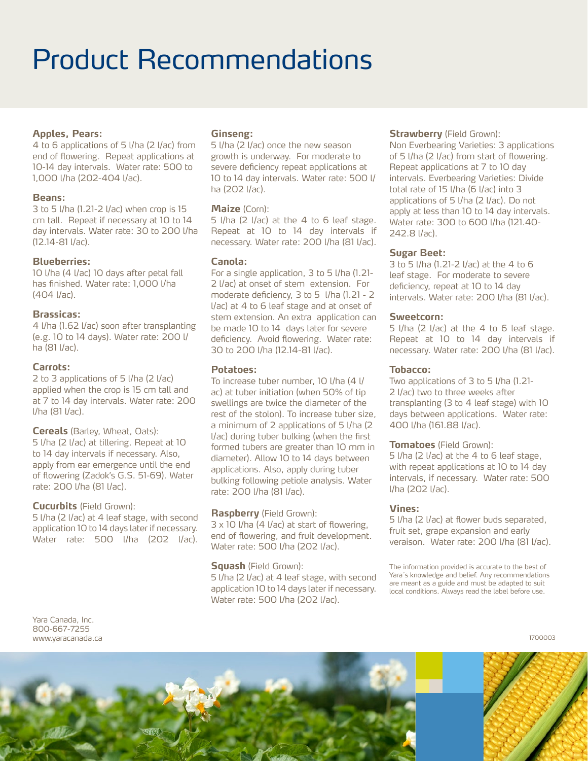# Product Recommendations

**Apples, Pears:**
4 to 6 applications of 5 l/ha (2 l/ac) from end of flowering. Repeat applications at 10-14 day intervals. Water rate: 500 to 1,000 l/ha (202-404 l/ac).

**Beans:**
3 to 5 l/ha (1.21-2 l/ac) when crop is 15 cm tall. Repeat if necessary at 10 to 14 day intervals. Water rate: 30 to 200 l/ha (12.14-81 l/ac).

**Blueberries:**
10 l/ha (4 l/ac) 10 days after petal fall has finished. Water rate: 1,000 l/ha (404 l/ac).

**Brassicas:**
4 l/ha (1.62 l/ac) soon after transplanting (e.g. 10 to 14 days). Water rate: 200 l/ha (81 l/ac).

**Carrots:**
2 to 3 applications of 5 l/ha (2 l/ac) applied when the crop is 15 cm tall and at 7 to 14 day intervals. Water rate: 200 l/ha (81 l/ac).

**Cereals** (Barley, Wheat, Oats):
5 l/ha (2 l/ac) at tillering. Repeat at 10 to 14 day intervals if necessary. Also, apply from ear emergence until the end of flowering (Zadok's G.S. 51-69). Water rate: 200 l/ha (81 l/ac).

**Cucurbits** (Field Grown):
5 l/ha (2 l/ac) at 4 leaf stage, with second application 10 to 14 days later if necessary. Water rate: 500 l/ha (202 l/ac).

**Ginseng:**
5 l/ha (2 l/ac) once the new season growth is underway. For moderate to severe deficiency repeat applications at 10 to 14 day intervals. Water rate: 500 l/ha (202 l/ac).

**Maize** (Corn):
5 l/ha (2 l/ac) at the 4 to 6 leaf stage. Repeat at 10 to 14 day intervals if necessary. Water rate: 200 l/ha (81 l/ac).

**Canola:**
For a single application, 3 to 5 l/ha (1.21-2 l/ac) at onset of stem extension. For moderate deficiency, 3 to 5 l/ha (1.21 - 2 l/ac) at 4 to 6 leaf stage and at onset of stem extension. An extra application can be made 10 to 14 days later for severe deficiency. Avoid flowering. Water rate: 30 to 200 l/ha (12.14-81 l/ac).

**Potatoes:**
To increase tuber number, 10 l/ha (4 l/ac) at tuber initiation (when 50% of tip swellings are twice the diameter of the rest of the stolon). To increase tuber size, a minimum of 2 applications of 5 l/ha (2 l/ac) during tuber bulking (when the first formed tubers are greater than 10 mm in diameter). Allow 10 to 14 days between applications. Also, apply during tuber bulking following petiole analysis. Water rate: 200 l/ha (81 l/ac).

**Raspberry** (Field Grown):
3 x 10 l/ha (4 l/ac) at start of flowering, end of flowering, and fruit development. Water rate: 500 l/ha (202 l/ac).

**Squash** (Field Grown):
5 l/ha (2 l/ac) at 4 leaf stage, with second application 10 to 14 days later if necessary. Water rate: 500 l/ha (202 l/ac).

**Strawberry** (Field Grown):
Non Everbearing Varieties: 3 applications of 5 l/ha (2 l/ac) from start of flowering. Repeat applications at 7 to 10 day intervals. Everbearing Varieties: Divide total rate of 15 l/ha (6 l/ac) into 3 applications of 5 l/ha (2 l/ac). Do not apply at less than 10 to 14 day intervals. Water rate: 300 to 600 l/ha (121.40-242.8 l/ac).

**Sugar Beet:**
3 to 5 l/ha (1.21-2 l/ac) at the 4 to 6 leaf stage. For moderate to severe deficiency, repeat at 10 to 14 day intervals. Water rate: 200 l/ha (81 l/ac).

**Sweetcorn:**
5 l/ha (2 l/ac) at the 4 to 6 leaf stage. Repeat at 10 to 14 day intervals if necessary. Water rate: 200 l/ha (81 l/ac).

**Tobacco:**
Two applications of 3 to 5 l/ha (1.21-2 l/ac) two to three weeks after transplanting (3 to 4 leaf stage) with 10 days between applications. Water rate: 400 l/ha (161.88 l/ac).

**Tomatoes** (Field Grown):
5 l/ha (2 l/ac) at the 4 to 6 leaf stage, with repeat applications at 10 to 14 day intervals, if necessary. Water rate: 500 l/ha (202 l/ac).

**Vines:**
5 l/ha (2 l/ac) at flower buds separated, fruit set, grape expansion and early veraison. Water rate: 200 l/ha (81 l/ac).

The information provided is accurate to the best of Yara´s knowledge and belief. Any recommendations are meant as a guide and must be adapted to suit local conditions. Always read the label before use.

Yara Canada, Inc.
800-667-7255
www.yaracanada.ca

1700003